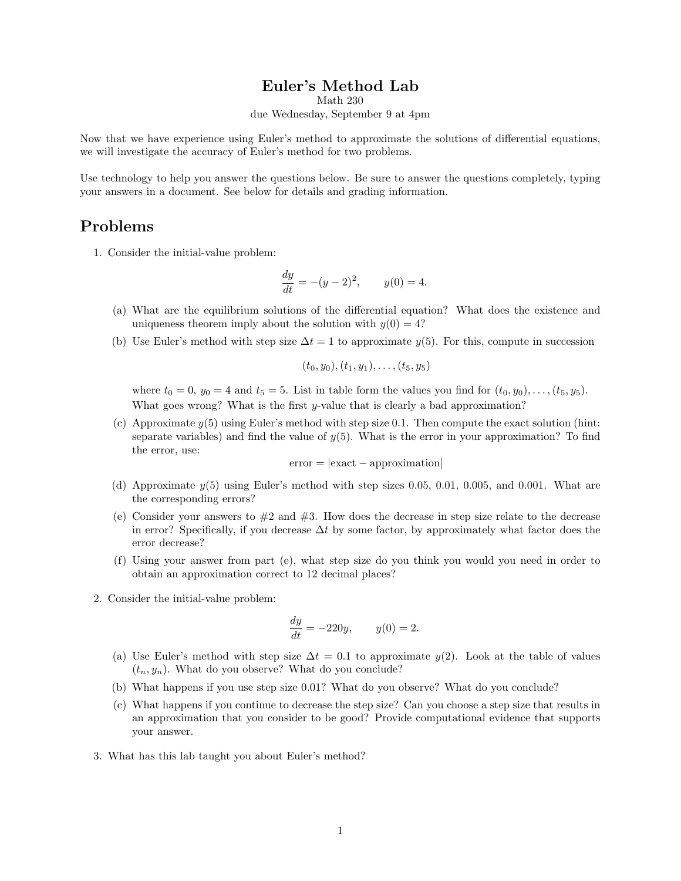# Euler's Method Lab

Math 230

due Wednesday, September 9 at 4pm

Now that we have experience using Euler's method to approximate the solutions of differential equations, we will investigate the accuracy of Euler's method for two problems.

Use technology to help you answer the questions below. Be sure to answer the questions completely, typing your answers in a document. See below for details and grading information.

## Problems

1. Consider the initial-value problem:

$$\frac{dy}{dt} = -(y-2)^2, \qquad y(0) = 4.$$

   (a) What are the equilibrium solutions of the differential equation? What does the existence and uniqueness theorem imply about the solution with $y(0) = 4$?

   (b) Use Euler's method with step size $\Delta t = 1$ to approximate $y(5)$. For this, compute in succession

$$(t_0, y_0), (t_1, y_1), \ldots, (t_5, y_5)$$

   where $t_0 = 0$, $y_0 = 4$ and $t_5 = 5$. List in table form the values you find for $(t_0, y_0), \ldots, (t_5, y_5)$. What goes wrong? What is the first $y$-value that is clearly a bad approximation?

   (c) Approximate $y(5)$ using Euler's method with step size 0.1. Then compute the exact solution (hint: separate variables) and find the value of $y(5)$. What is the error in your approximation? To find the error, use:

$$\text{error} = |\text{exact} - \text{approximation}|$$

   (d) Approximate $y(5)$ using Euler's method with step sizes 0.05, 0.01, 0.005, and 0.001. What are the corresponding errors?

   (e) Consider your answers to #2 and #3. How does the decrease in step size relate to the decrease in error? Specifically, if you decrease $\Delta t$ by some factor, by approximately what factor does the error decrease?

   (f) Using your answer from part (e), what step size do you think you would you need in order to obtain an approximation correct to 12 decimal places?

2. Consider the initial-value problem:

$$\frac{dy}{dt} = -220y, \qquad y(0) = 2.$$

   (a) Use Euler's method with step size $\Delta t = 0.1$ to approximate $y(2)$. Look at the table of values $(t_n, y_n)$. What do you observe? What do you conclude?

   (b) What happens if you use step size 0.01? What do you observe? What do you conclude?

   (c) What happens if you continue to decrease the step size? Can you choose a step size that results in an approximation that you consider to be good? Provide computational evidence that supports your answer.

3. What has this lab taught you about Euler's method?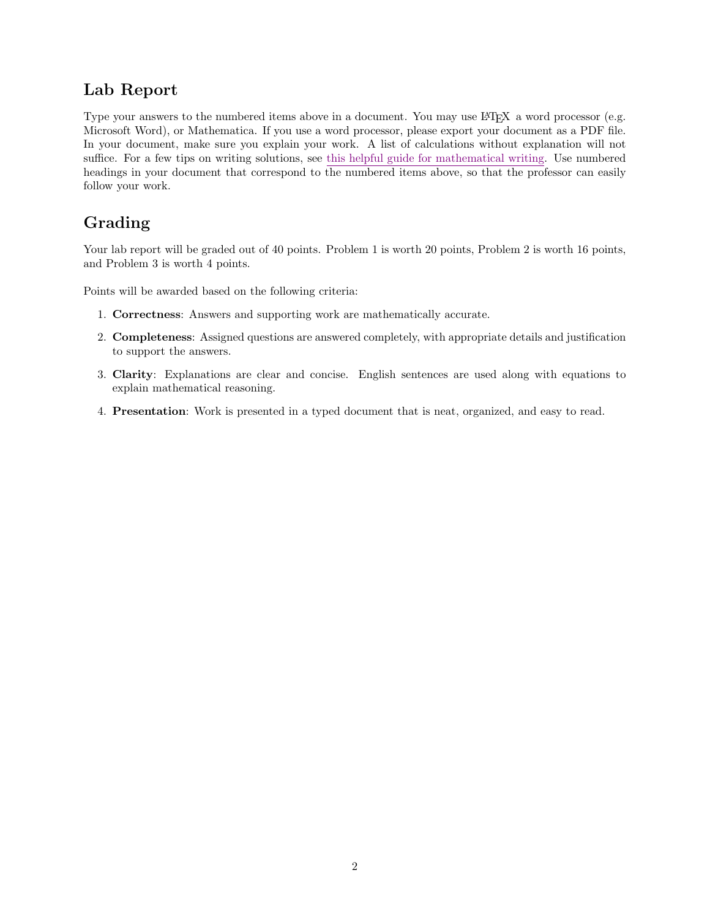## Lab Report

Type your answers to the numbered items above in a document. You may use LaTeX a word processor (e.g. Microsoft Word), or Mathematica. If you use a word processor, please export your document as a PDF file. In your document, make sure you explain your work. A list of calculations without explanation will not suffice. For a few tips on writing solutions, see this helpful guide for mathematical writing. Use numbered headings in your document that correspond to the numbered items above, so that the professor can easily follow your work.

## Grading

Your lab report will be graded out of 40 points. Problem 1 is worth 20 points, Problem 2 is worth 16 points, and Problem 3 is worth 4 points.

Points will be awarded based on the following criteria:

1. **Correctness**: Answers and supporting work are mathematically accurate.
2. **Completeness**: Assigned questions are answered completely, with appropriate details and justification to support the answers.
3. **Clarity**: Explanations are clear and concise. English sentences are used along with equations to explain mathematical reasoning.
4. **Presentation**: Work is presented in a typed document that is neat, organized, and easy to read.